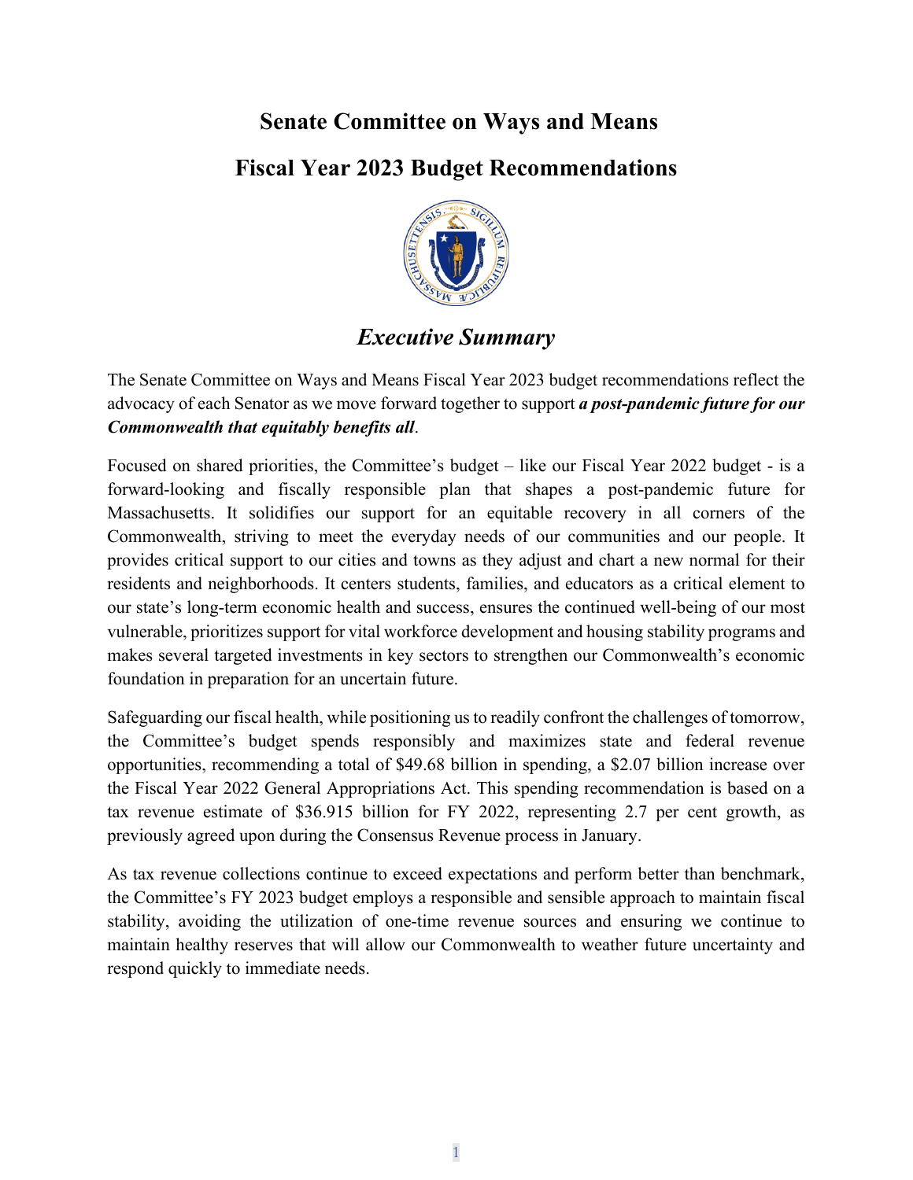# Senate Committee on Ways and Means

# Fiscal Year 2023 Budget Recommendations

## *Executive Summary*

The Senate Committee on Ways and Means Fiscal Year 2023 budget recommendations reflect the advocacy of each Senator as we move forward together to support ***a post-pandemic future for our Commonwealth that equitably benefits all***.

Focused on shared priorities, the Committee's budget – like our Fiscal Year 2022 budget - is a forward-looking and fiscally responsible plan that shapes a post-pandemic future for Massachusetts. It solidifies our support for an equitable recovery in all corners of the Commonwealth, striving to meet the everyday needs of our communities and our people. It provides critical support to our cities and towns as they adjust and chart a new normal for their residents and neighborhoods. It centers students, families, and educators as a critical element to our state's long-term economic health and success, ensures the continued well-being of our most vulnerable, prioritizes support for vital workforce development and housing stability programs and makes several targeted investments in key sectors to strengthen our Commonwealth's economic foundation in preparation for an uncertain future.

Safeguarding our fiscal health, while positioning us to readily confront the challenges of tomorrow, the Committee's budget spends responsibly and maximizes state and federal revenue opportunities, recommending a total of $49.68 billion in spending, a $2.07 billion increase over the Fiscal Year 2022 General Appropriations Act. This spending recommendation is based on a tax revenue estimate of $36.915 billion for FY 2022, representing 2.7 per cent growth, as previously agreed upon during the Consensus Revenue process in January.

As tax revenue collections continue to exceed expectations and perform better than benchmark, the Committee's FY 2023 budget employs a responsible and sensible approach to maintain fiscal stability, avoiding the utilization of one-time revenue sources and ensuring we continue to maintain healthy reserves that will allow our Commonwealth to weather future uncertainty and respond quickly to immediate needs.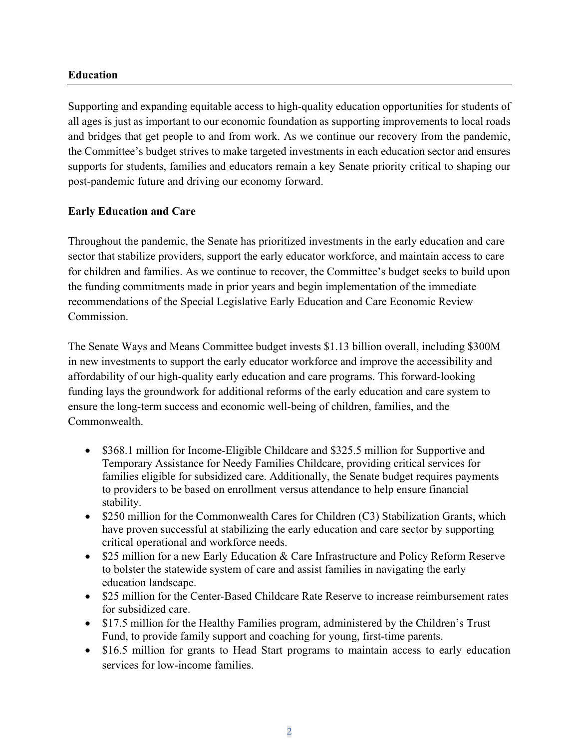## Education

Supporting and expanding equitable access to high-quality education opportunities for students of all ages is just as important to our economic foundation as supporting improvements to local roads and bridges that get people to and from work. As we continue our recovery from the pandemic, the Committee's budget strives to make targeted investments in each education sector and ensures supports for students, families and educators remain a key Senate priority critical to shaping our post-pandemic future and driving our economy forward.

### Early Education and Care

Throughout the pandemic, the Senate has prioritized investments in the early education and care sector that stabilize providers, support the early educator workforce, and maintain access to care for children and families. As we continue to recover, the Committee's budget seeks to build upon the funding commitments made in prior years and begin implementation of the immediate recommendations of the Special Legislative Early Education and Care Economic Review Commission.

The Senate Ways and Means Committee budget invests $1.13 billion overall, including $300M in new investments to support the early educator workforce and improve the accessibility and affordability of our high-quality early education and care programs. This forward-looking funding lays the groundwork for additional reforms of the early education and care system to ensure the long-term success and economic well-being of children, families, and the Commonwealth.

- $368.1 million for Income-Eligible Childcare and $325.5 million for Supportive and Temporary Assistance for Needy Families Childcare, providing critical services for families eligible for subsidized care. Additionally, the Senate budget requires payments to providers to be based on enrollment versus attendance to help ensure financial stability.
- $250 million for the Commonwealth Cares for Children (C3) Stabilization Grants, which have proven successful at stabilizing the early education and care sector by supporting critical operational and workforce needs.
- $25 million for a new Early Education & Care Infrastructure and Policy Reform Reserve to bolster the statewide system of care and assist families in navigating the early education landscape.
- $25 million for the Center-Based Childcare Rate Reserve to increase reimbursement rates for subsidized care.
- $17.5 million for the Healthy Families program, administered by the Children's Trust Fund, to provide family support and coaching for young, first-time parents.
- $16.5 million for grants to Head Start programs to maintain access to early education services for low-income families.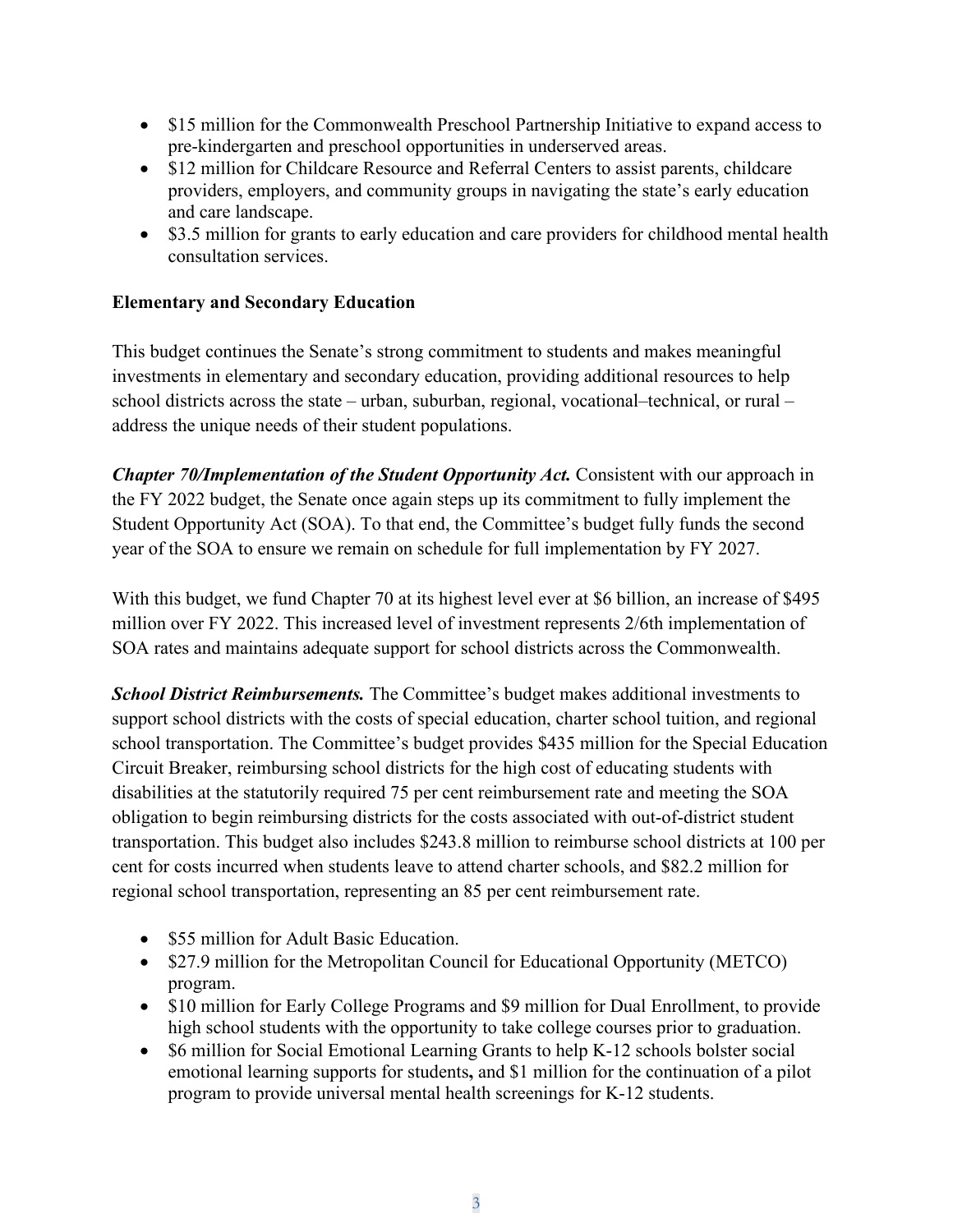- $15 million for the Commonwealth Preschool Partnership Initiative to expand access to pre-kindergarten and preschool opportunities in underserved areas.
- $12 million for Childcare Resource and Referral Centers to assist parents, childcare providers, employers, and community groups in navigating the state's early education and care landscape.
- $3.5 million for grants to early education and care providers for childhood mental health consultation services.

**Elementary and Secondary Education**

This budget continues the Senate's strong commitment to students and makes meaningful investments in elementary and secondary education, providing additional resources to help school districts across the state – urban, suburban, regional, vocational–technical, or rural – address the unique needs of their student populations.

***Chapter 70/Implementation of the Student Opportunity Act.*** Consistent with our approach in the FY 2022 budget, the Senate once again steps up its commitment to fully implement the Student Opportunity Act (SOA). To that end, the Committee's budget fully funds the second year of the SOA to ensure we remain on schedule for full implementation by FY 2027.

With this budget, we fund Chapter 70 at its highest level ever at $6 billion, an increase of $495 million over FY 2022. This increased level of investment represents 2/6th implementation of SOA rates and maintains adequate support for school districts across the Commonwealth.

***School District Reimbursements.*** The Committee's budget makes additional investments to support school districts with the costs of special education, charter school tuition, and regional school transportation. The Committee's budget provides $435 million for the Special Education Circuit Breaker, reimbursing school districts for the high cost of educating students with disabilities at the statutorily required 75 per cent reimbursement rate and meeting the SOA obligation to begin reimbursing districts for the costs associated with out-of-district student transportation. This budget also includes $243.8 million to reimburse school districts at 100 per cent for costs incurred when students leave to attend charter schools, and $82.2 million for regional school transportation, representing an 85 per cent reimbursement rate.

- $55 million for Adult Basic Education.
- $27.9 million for the Metropolitan Council for Educational Opportunity (METCO) program.
- $10 million for Early College Programs and $9 million for Dual Enrollment, to provide high school students with the opportunity to take college courses prior to graduation.
- $6 million for Social Emotional Learning Grants to help K-12 schools bolster social emotional learning supports for students**,** and $1 million for the continuation of a pilot program to provide universal mental health screenings for K-12 students.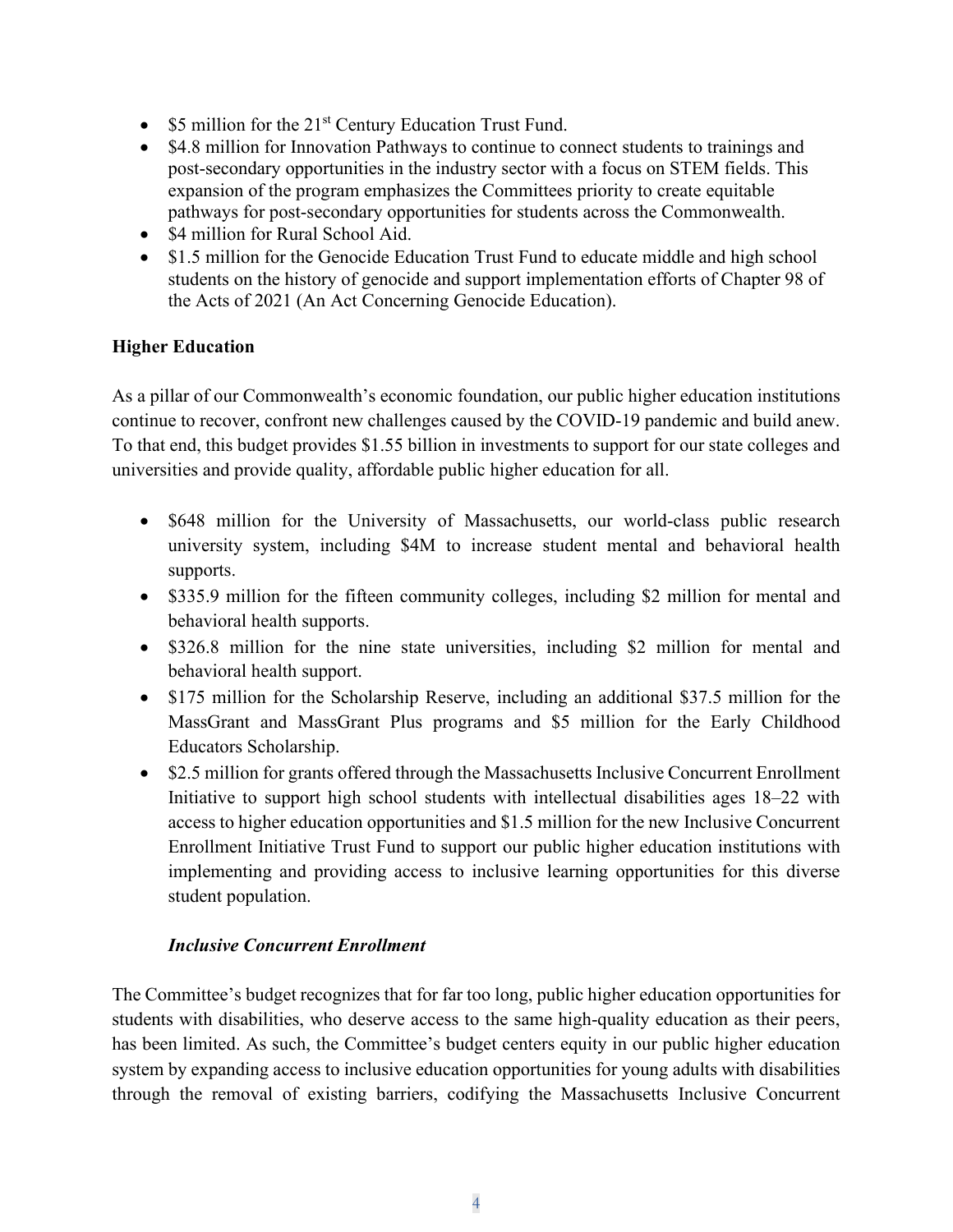- $5 million for the 21st Century Education Trust Fund.
- $4.8 million for Innovation Pathways to continue to connect students to trainings and post-secondary opportunities in the industry sector with a focus on STEM fields. This expansion of the program emphasizes the Committees priority to create equitable pathways for post-secondary opportunities for students across the Commonwealth.
- $4 million for Rural School Aid.
- $1.5 million for the Genocide Education Trust Fund to educate middle and high school students on the history of genocide and support implementation efforts of Chapter 98 of the Acts of 2021 (An Act Concerning Genocide Education).

**Higher Education**

As a pillar of our Commonwealth's economic foundation, our public higher education institutions continue to recover, confront new challenges caused by the COVID-19 pandemic and build anew. To that end, this budget provides $1.55 billion in investments to support for our state colleges and universities and provide quality, affordable public higher education for all.

- $648 million for the University of Massachusetts, our world-class public research university system, including $4M to increase student mental and behavioral health supports.
- $335.9 million for the fifteen community colleges, including $2 million for mental and behavioral health supports.
- $326.8 million for the nine state universities, including $2 million for mental and behavioral health support.
- $175 million for the Scholarship Reserve, including an additional $37.5 million for the MassGrant and MassGrant Plus programs and $5 million for the Early Childhood Educators Scholarship.
- $2.5 million for grants offered through the Massachusetts Inclusive Concurrent Enrollment Initiative to support high school students with intellectual disabilities ages 18–22 with access to higher education opportunities and $1.5 million for the new Inclusive Concurrent Enrollment Initiative Trust Fund to support our public higher education institutions with implementing and providing access to inclusive learning opportunities for this diverse student population.

***Inclusive Concurrent Enrollment***

The Committee's budget recognizes that for far too long, public higher education opportunities for students with disabilities, who deserve access to the same high-quality education as their peers, has been limited. As such, the Committee's budget centers equity in our public higher education system by expanding access to inclusive education opportunities for young adults with disabilities through the removal of existing barriers, codifying the Massachusetts Inclusive Concurrent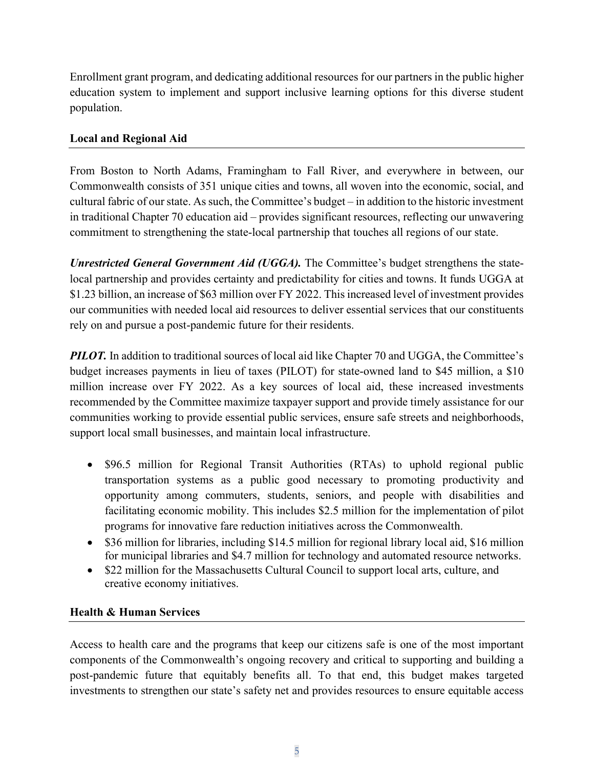Enrollment grant program, and dedicating additional resources for our partners in the public higher education system to implement and support inclusive learning options for this diverse student population.

## Local and Regional Aid

From Boston to North Adams, Framingham to Fall River, and everywhere in between, our Commonwealth consists of 351 unique cities and towns, all woven into the economic, social, and cultural fabric of our state. As such, the Committee's budget – in addition to the historic investment in traditional Chapter 70 education aid – provides significant resources, reflecting our unwavering commitment to strengthening the state-local partnership that touches all regions of our state.

***Unrestricted General Government Aid (UGGA).*** The Committee's budget strengthens the state-local partnership and provides certainty and predictability for cities and towns. It funds UGGA at $1.23 billion, an increase of $63 million over FY 2022. This increased level of investment provides our communities with needed local aid resources to deliver essential services that our constituents rely on and pursue a post-pandemic future for their residents.

***PILOT.*** In addition to traditional sources of local aid like Chapter 70 and UGGA, the Committee's budget increases payments in lieu of taxes (PILOT) for state-owned land to $45 million, a $10 million increase over FY 2022. As a key sources of local aid, these increased investments recommended by the Committee maximize taxpayer support and provide timely assistance for our communities working to provide essential public services, ensure safe streets and neighborhoods, support local small businesses, and maintain local infrastructure.

- $96.5 million for Regional Transit Authorities (RTAs) to uphold regional public transportation systems as a public good necessary to promoting productivity and opportunity among commuters, students, seniors, and people with disabilities and facilitating economic mobility. This includes $2.5 million for the implementation of pilot programs for innovative fare reduction initiatives across the Commonwealth.
- $36 million for libraries, including $14.5 million for regional library local aid, $16 million for municipal libraries and $4.7 million for technology and automated resource networks.
- $22 million for the Massachusetts Cultural Council to support local arts, culture, and creative economy initiatives.

## Health & Human Services

Access to health care and the programs that keep our citizens safe is one of the most important components of the Commonwealth's ongoing recovery and critical to supporting and building a post-pandemic future that equitably benefits all. To that end, this budget makes targeted investments to strengthen our state's safety net and provides resources to ensure equitable access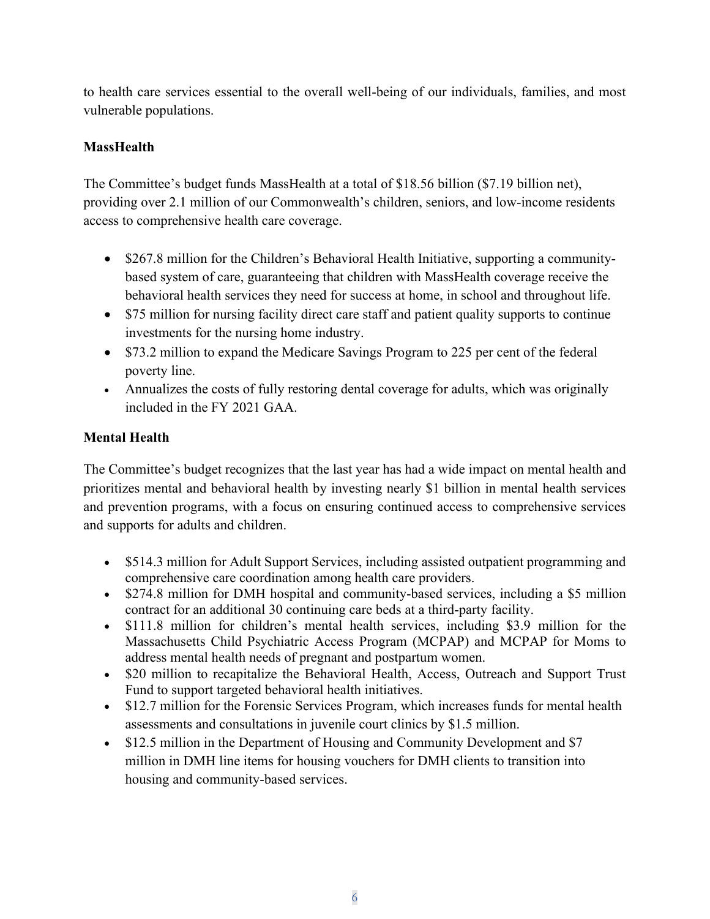to health care services essential to the overall well-being of our individuals, families, and most vulnerable populations.

**MassHealth**

The Committee's budget funds MassHealth at a total of $18.56 billion ($7.19 billion net), providing over 2.1 million of our Commonwealth's children, seniors, and low-income residents access to comprehensive health care coverage.

- $267.8 million for the Children's Behavioral Health Initiative, supporting a community-based system of care, guaranteeing that children with MassHealth coverage receive the behavioral health services they need for success at home, in school and throughout life.
- $75 million for nursing facility direct care staff and patient quality supports to continue investments for the nursing home industry.
- $73.2 million to expand the Medicare Savings Program to 225 per cent of the federal poverty line.
- Annualizes the costs of fully restoring dental coverage for adults, which was originally included in the FY 2021 GAA.

**Mental Health**

The Committee's budget recognizes that the last year has had a wide impact on mental health and prioritizes mental and behavioral health by investing nearly $1 billion in mental health services and prevention programs, with a focus on ensuring continued access to comprehensive services and supports for adults and children.

- $514.3 million for Adult Support Services, including assisted outpatient programming and comprehensive care coordination among health care providers.
- $274.8 million for DMH hospital and community-based services, including a $5 million contract for an additional 30 continuing care beds at a third-party facility.
- $111.8 million for children's mental health services, including $3.9 million for the Massachusetts Child Psychiatric Access Program (MCPAP) and MCPAP for Moms to address mental health needs of pregnant and postpartum women.
- $20 million to recapitalize the Behavioral Health, Access, Outreach and Support Trust Fund to support targeted behavioral health initiatives.
- $12.7 million for the Forensic Services Program, which increases funds for mental health assessments and consultations in juvenile court clinics by $1.5 million.
- $12.5 million in the Department of Housing and Community Development and $7 million in DMH line items for housing vouchers for DMH clients to transition into housing and community-based services.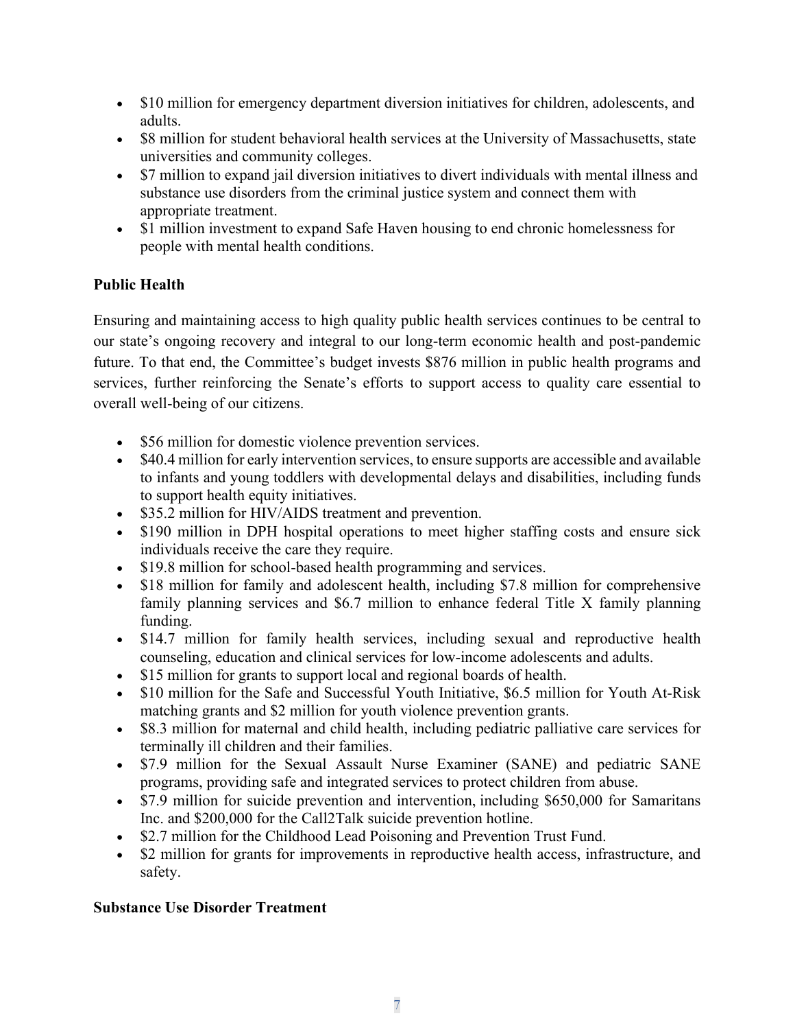- $10 million for emergency department diversion initiatives for children, adolescents, and adults.
- $8 million for student behavioral health services at the University of Massachusetts, state universities and community colleges.
- $7 million to expand jail diversion initiatives to divert individuals with mental illness and substance use disorders from the criminal justice system and connect them with appropriate treatment.
- $1 million investment to expand Safe Haven housing to end chronic homelessness for people with mental health conditions.

**Public Health**

Ensuring and maintaining access to high quality public health services continues to be central to our state's ongoing recovery and integral to our long-term economic health and post-pandemic future. To that end, the Committee's budget invests $876 million in public health programs and services, further reinforcing the Senate's efforts to support access to quality care essential to overall well-being of our citizens.

- $56 million for domestic violence prevention services.
- $40.4 million for early intervention services, to ensure supports are accessible and available to infants and young toddlers with developmental delays and disabilities, including funds to support health equity initiatives.
- $35.2 million for HIV/AIDS treatment and prevention.
- $190 million in DPH hospital operations to meet higher staffing costs and ensure sick individuals receive the care they require.
- $19.8 million for school-based health programming and services.
- $18 million for family and adolescent health, including $7.8 million for comprehensive family planning services and $6.7 million to enhance federal Title X family planning funding.
- $14.7 million for family health services, including sexual and reproductive health counseling, education and clinical services for low-income adolescents and adults.
- $15 million for grants to support local and regional boards of health.
- $10 million for the Safe and Successful Youth Initiative, $6.5 million for Youth At-Risk matching grants and $2 million for youth violence prevention grants.
- $8.3 million for maternal and child health, including pediatric palliative care services for terminally ill children and their families.
- $7.9 million for the Sexual Assault Nurse Examiner (SANE) and pediatric SANE programs, providing safe and integrated services to protect children from abuse.
- $7.9 million for suicide prevention and intervention, including $650,000 for Samaritans Inc. and $200,000 for the Call2Talk suicide prevention hotline.
- $2.7 million for the Childhood Lead Poisoning and Prevention Trust Fund.
- $2 million for grants for improvements in reproductive health access, infrastructure, and safety.

**Substance Use Disorder Treatment**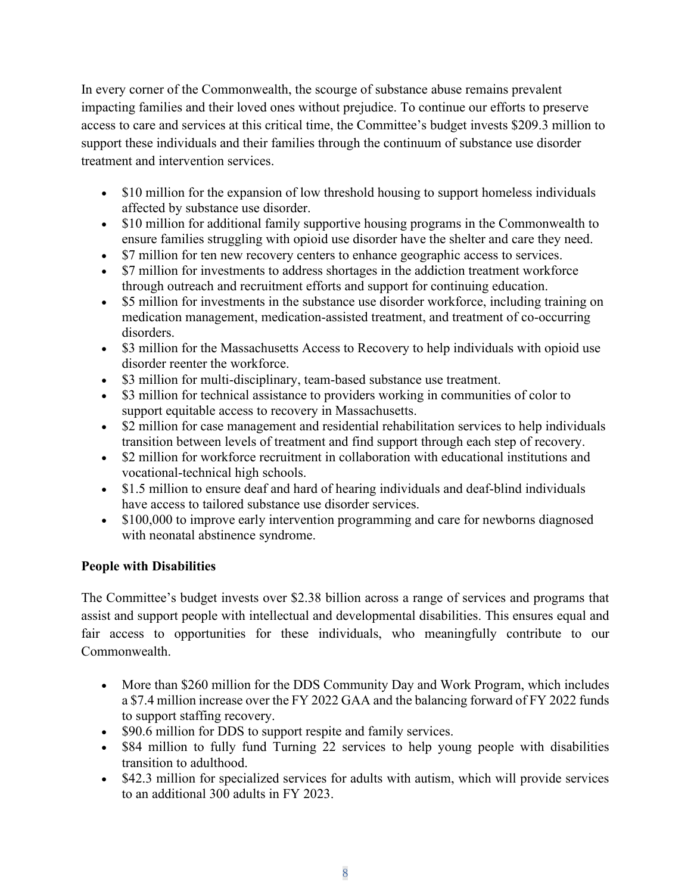In every corner of the Commonwealth, the scourge of substance abuse remains prevalent impacting families and their loved ones without prejudice. To continue our efforts to preserve access to care and services at this critical time, the Committee's budget invests $209.3 million to support these individuals and their families through the continuum of substance use disorder treatment and intervention services.

- $10 million for the expansion of low threshold housing to support homeless individuals affected by substance use disorder.
- $10 million for additional family supportive housing programs in the Commonwealth to ensure families struggling with opioid use disorder have the shelter and care they need.
- $7 million for ten new recovery centers to enhance geographic access to services.
- $7 million for investments to address shortages in the addiction treatment workforce through outreach and recruitment efforts and support for continuing education.
- $5 million for investments in the substance use disorder workforce, including training on medication management, medication-assisted treatment, and treatment of co-occurring disorders.
- $3 million for the Massachusetts Access to Recovery to help individuals with opioid use disorder reenter the workforce.
- $3 million for multi-disciplinary, team-based substance use treatment.
- $3 million for technical assistance to providers working in communities of color to support equitable access to recovery in Massachusetts.
- $2 million for case management and residential rehabilitation services to help individuals transition between levels of treatment and find support through each step of recovery.
- $2 million for workforce recruitment in collaboration with educational institutions and vocational-technical high schools.
- $1.5 million to ensure deaf and hard of hearing individuals and deaf-blind individuals have access to tailored substance use disorder services.
- $100,000 to improve early intervention programming and care for newborns diagnosed with neonatal abstinence syndrome.

**People with Disabilities**

The Committee's budget invests over $2.38 billion across a range of services and programs that assist and support people with intellectual and developmental disabilities. This ensures equal and fair access to opportunities for these individuals, who meaningfully contribute to our Commonwealth.

- More than $260 million for the DDS Community Day and Work Program, which includes a $7.4 million increase over the FY 2022 GAA and the balancing forward of FY 2022 funds to support staffing recovery.
- $90.6 million for DDS to support respite and family services.
- $84 million to fully fund Turning 22 services to help young people with disabilities transition to adulthood.
- $42.3 million for specialized services for adults with autism, which will provide services to an additional 300 adults in FY 2023.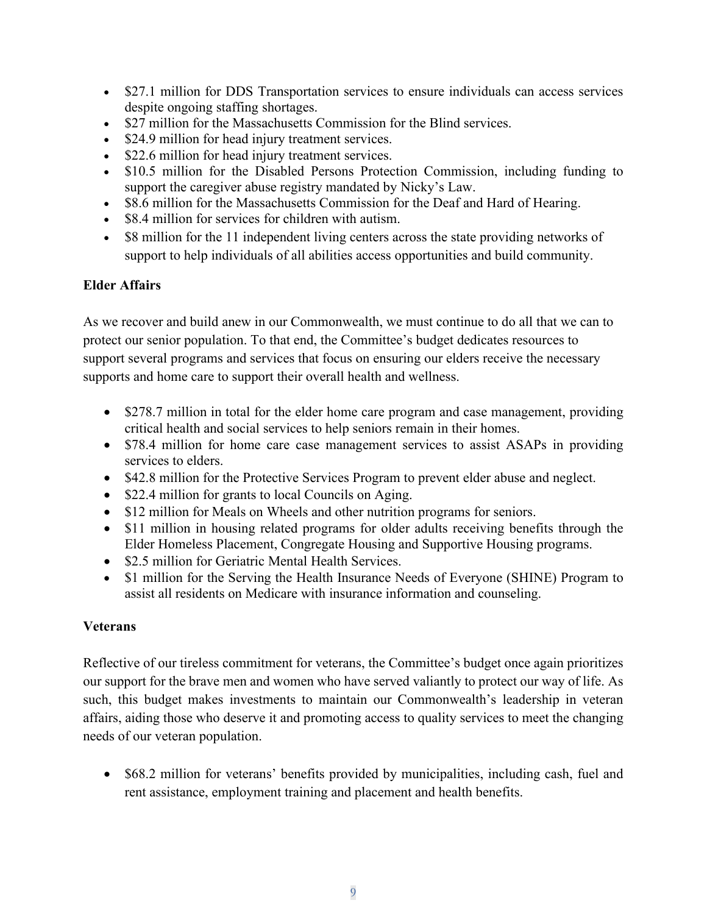- $27.1 million for DDS Transportation services to ensure individuals can access services despite ongoing staffing shortages.
- $27 million for the Massachusetts Commission for the Blind services.
- $24.9 million for head injury treatment services.
- $22.6 million for head injury treatment services.
- $10.5 million for the Disabled Persons Protection Commission, including funding to support the caregiver abuse registry mandated by Nicky's Law.
- $8.6 million for the Massachusetts Commission for the Deaf and Hard of Hearing.
- $8.4 million for services for children with autism.
- $8 million for the 11 independent living centers across the state providing networks of support to help individuals of all abilities access opportunities and build community.

**Elder Affairs**

As we recover and build anew in our Commonwealth, we must continue to do all that we can to protect our senior population. To that end, the Committee's budget dedicates resources to support several programs and services that focus on ensuring our elders receive the necessary supports and home care to support their overall health and wellness.

- $278.7 million in total for the elder home care program and case management, providing critical health and social services to help seniors remain in their homes.
- $78.4 million for home care case management services to assist ASAPs in providing services to elders.
- $42.8 million for the Protective Services Program to prevent elder abuse and neglect.
- $22.4 million for grants to local Councils on Aging.
- $12 million for Meals on Wheels and other nutrition programs for seniors.
- $11 million in housing related programs for older adults receiving benefits through the Elder Homeless Placement, Congregate Housing and Supportive Housing programs.
- $2.5 million for Geriatric Mental Health Services.
- $1 million for the Serving the Health Insurance Needs of Everyone (SHINE) Program to assist all residents on Medicare with insurance information and counseling.

**Veterans**

Reflective of our tireless commitment for veterans, the Committee's budget once again prioritizes our support for the brave men and women who have served valiantly to protect our way of life. As such, this budget makes investments to maintain our Commonwealth's leadership in veteran affairs, aiding those who deserve it and promoting access to quality services to meet the changing needs of our veteran population.

- $68.2 million for veterans' benefits provided by municipalities, including cash, fuel and rent assistance, employment training and placement and health benefits.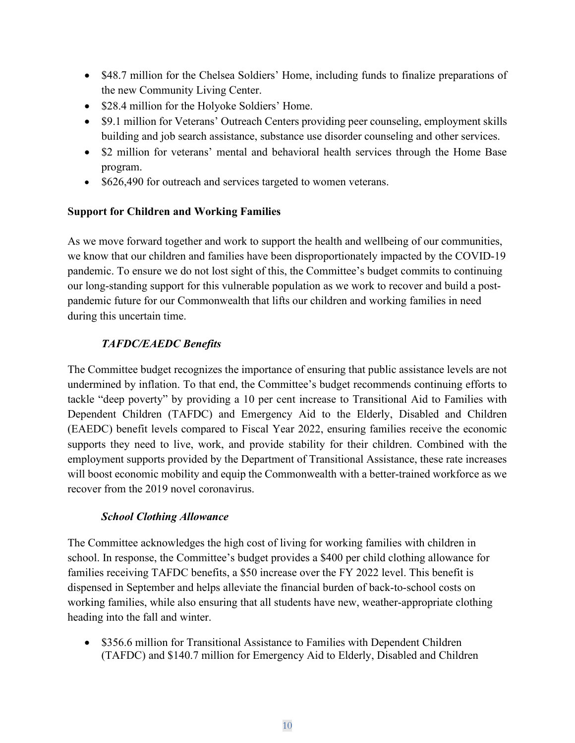- $48.7 million for the Chelsea Soldiers' Home, including funds to finalize preparations of the new Community Living Center.
- $28.4 million for the Holyoke Soldiers' Home.
- $9.1 million for Veterans' Outreach Centers providing peer counseling, employment skills building and job search assistance, substance use disorder counseling and other services.
- $2 million for veterans' mental and behavioral health services through the Home Base program.
- $626,490 for outreach and services targeted to women veterans.

**Support for Children and Working Families**

As we move forward together and work to support the health and wellbeing of our communities, we know that our children and families have been disproportionately impacted by the COVID-19 pandemic. To ensure we do not lost sight of this, the Committee's budget commits to continuing our long-standing support for this vulnerable population as we work to recover and build a post-pandemic future for our Commonwealth that lifts our children and working families in need during this uncertain time.

***TAFDC/EAEDC Benefits***

The Committee budget recognizes the importance of ensuring that public assistance levels are not undermined by inflation. To that end, the Committee's budget recommends continuing efforts to tackle "deep poverty" by providing a 10 per cent increase to Transitional Aid to Families with Dependent Children (TAFDC) and Emergency Aid to the Elderly, Disabled and Children (EAEDC) benefit levels compared to Fiscal Year 2022, ensuring families receive the economic supports they need to live, work, and provide stability for their children. Combined with the employment supports provided by the Department of Transitional Assistance, these rate increases will boost economic mobility and equip the Commonwealth with a better-trained workforce as we recover from the 2019 novel coronavirus.

***School Clothing Allowance***

The Committee acknowledges the high cost of living for working families with children in school. In response, the Committee's budget provides a $400 per child clothing allowance for families receiving TAFDC benefits, a $50 increase over the FY 2022 level. This benefit is dispensed in September and helps alleviate the financial burden of back-to-school costs on working families, while also ensuring that all students have new, weather-appropriate clothing heading into the fall and winter.

- $356.6 million for Transitional Assistance to Families with Dependent Children (TAFDC) and $140.7 million for Emergency Aid to Elderly, Disabled and Children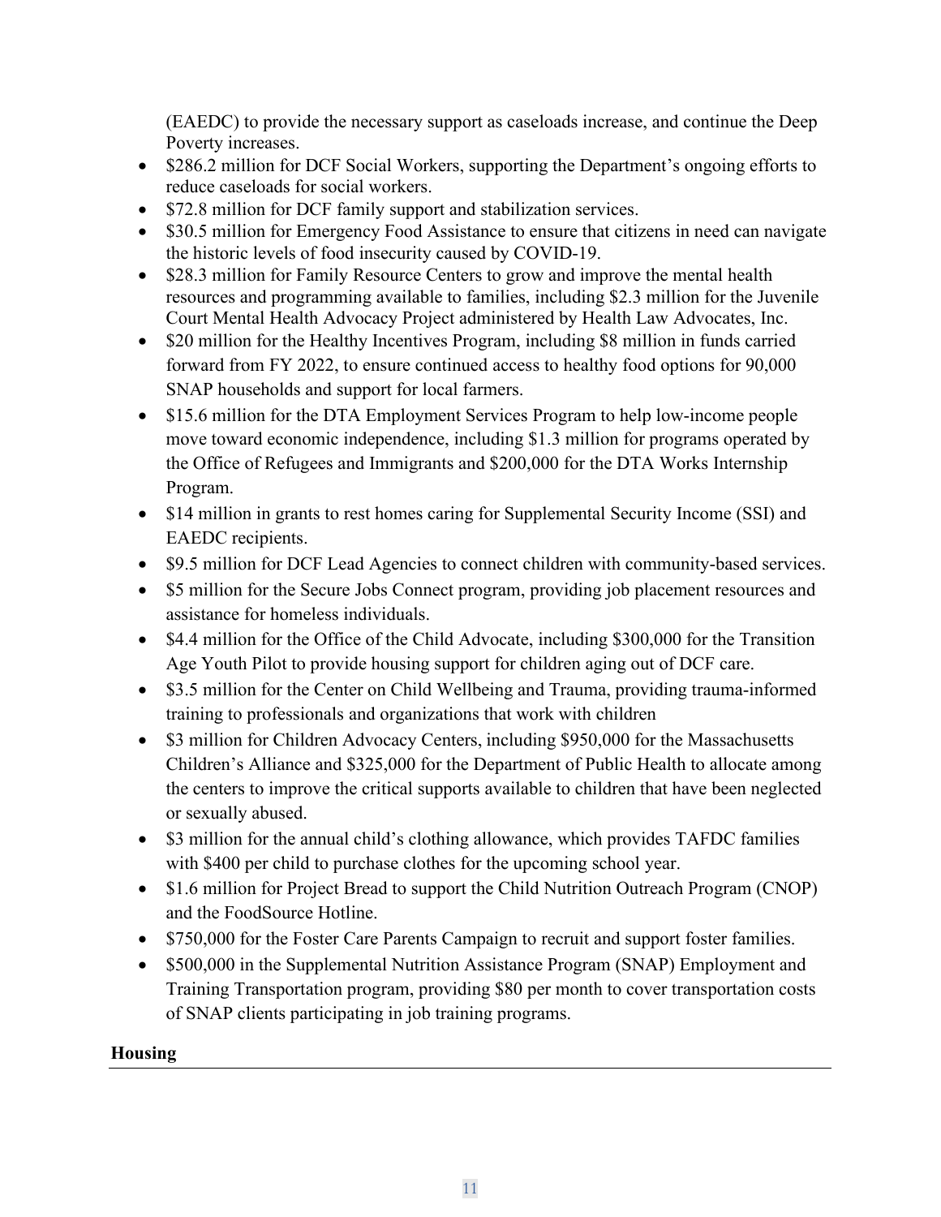(EAEDC) to provide the necessary support as caseloads increase, and continue the Deep Poverty increases.

- $286.2 million for DCF Social Workers, supporting the Department's ongoing efforts to reduce caseloads for social workers.
- $72.8 million for DCF family support and stabilization services.
- $30.5 million for Emergency Food Assistance to ensure that citizens in need can navigate the historic levels of food insecurity caused by COVID-19.
- $28.3 million for Family Resource Centers to grow and improve the mental health resources and programming available to families, including $2.3 million for the Juvenile Court Mental Health Advocacy Project administered by Health Law Advocates, Inc.
- $20 million for the Healthy Incentives Program, including $8 million in funds carried forward from FY 2022, to ensure continued access to healthy food options for 90,000 SNAP households and support for local farmers.
- $15.6 million for the DTA Employment Services Program to help low-income people move toward economic independence, including $1.3 million for programs operated by the Office of Refugees and Immigrants and $200,000 for the DTA Works Internship Program.
- $14 million in grants to rest homes caring for Supplemental Security Income (SSI) and EAEDC recipients.
- $9.5 million for DCF Lead Agencies to connect children with community-based services.
- $5 million for the Secure Jobs Connect program, providing job placement resources and assistance for homeless individuals.
- $4.4 million for the Office of the Child Advocate, including $300,000 for the Transition Age Youth Pilot to provide housing support for children aging out of DCF care.
- $3.5 million for the Center on Child Wellbeing and Trauma, providing trauma-informed training to professionals and organizations that work with children
- $3 million for Children Advocacy Centers, including $950,000 for the Massachusetts Children's Alliance and $325,000 for the Department of Public Health to allocate among the centers to improve the critical supports available to children that have been neglected or sexually abused.
- $3 million for the annual child's clothing allowance, which provides TAFDC families with $400 per child to purchase clothes for the upcoming school year.
- $1.6 million for Project Bread to support the Child Nutrition Outreach Program (CNOP) and the FoodSource Hotline.
- $750,000 for the Foster Care Parents Campaign to recruit and support foster families.
- $500,000 in the Supplemental Nutrition Assistance Program (SNAP) Employment and Training Transportation program, providing $80 per month to cover transportation costs of SNAP clients participating in job training programs.

## Housing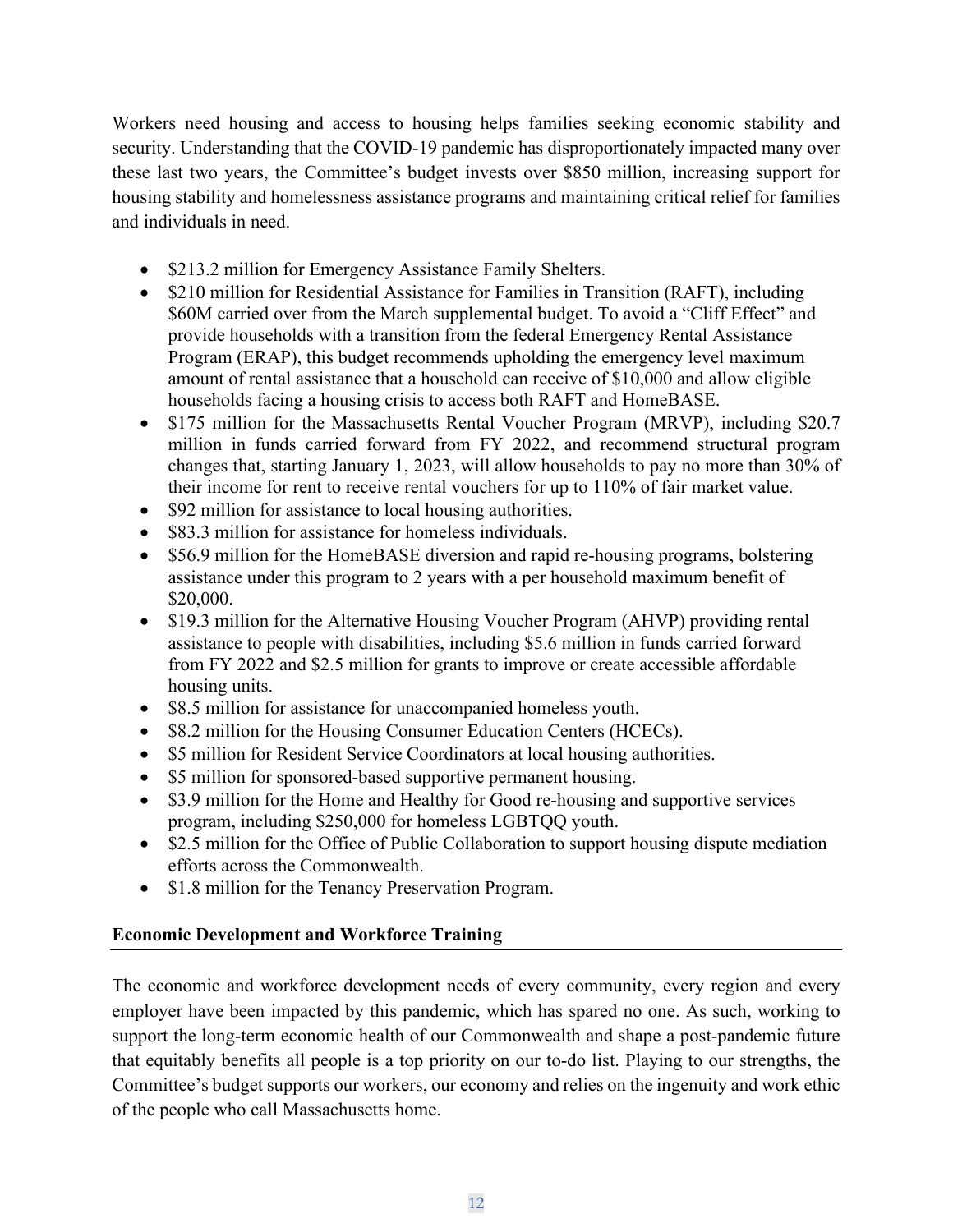Workers need housing and access to housing helps families seeking economic stability and security. Understanding that the COVID-19 pandemic has disproportionately impacted many over these last two years, the Committee's budget invests over $850 million, increasing support for housing stability and homelessness assistance programs and maintaining critical relief for families and individuals in need.

- $213.2 million for Emergency Assistance Family Shelters.
- $210 million for Residential Assistance for Families in Transition (RAFT), including $60M carried over from the March supplemental budget. To avoid a "Cliff Effect" and provide households with a transition from the federal Emergency Rental Assistance Program (ERAP), this budget recommends upholding the emergency level maximum amount of rental assistance that a household can receive of $10,000 and allow eligible households facing a housing crisis to access both RAFT and HomeBASE.
- $175 million for the Massachusetts Rental Voucher Program (MRVP), including $20.7 million in funds carried forward from FY 2022, and recommend structural program changes that, starting January 1, 2023, will allow households to pay no more than 30% of their income for rent to receive rental vouchers for up to 110% of fair market value.
- $92 million for assistance to local housing authorities.
- $83.3 million for assistance for homeless individuals.
- $56.9 million for the HomeBASE diversion and rapid re-housing programs, bolstering assistance under this program to 2 years with a per household maximum benefit of $20,000.
- $19.3 million for the Alternative Housing Voucher Program (AHVP) providing rental assistance to people with disabilities, including $5.6 million in funds carried forward from FY 2022 and $2.5 million for grants to improve or create accessible affordable housing units.
- $8.5 million for assistance for unaccompanied homeless youth.
- $8.2 million for the Housing Consumer Education Centers (HCECs).
- $5 million for Resident Service Coordinators at local housing authorities.
- $5 million for sponsored-based supportive permanent housing.
- $3.9 million for the Home and Healthy for Good re-housing and supportive services program, including $250,000 for homeless LGBTQQ youth.
- $2.5 million for the Office of Public Collaboration to support housing dispute mediation efforts across the Commonwealth.
- $1.8 million for the Tenancy Preservation Program.

## Economic Development and Workforce Training

The economic and workforce development needs of every community, every region and every employer have been impacted by this pandemic, which has spared no one. As such, working to support the long-term economic health of our Commonwealth and shape a post-pandemic future that equitably benefits all people is a top priority on our to-do list. Playing to our strengths, the Committee's budget supports our workers, our economy and relies on the ingenuity and work ethic of the people who call Massachusetts home.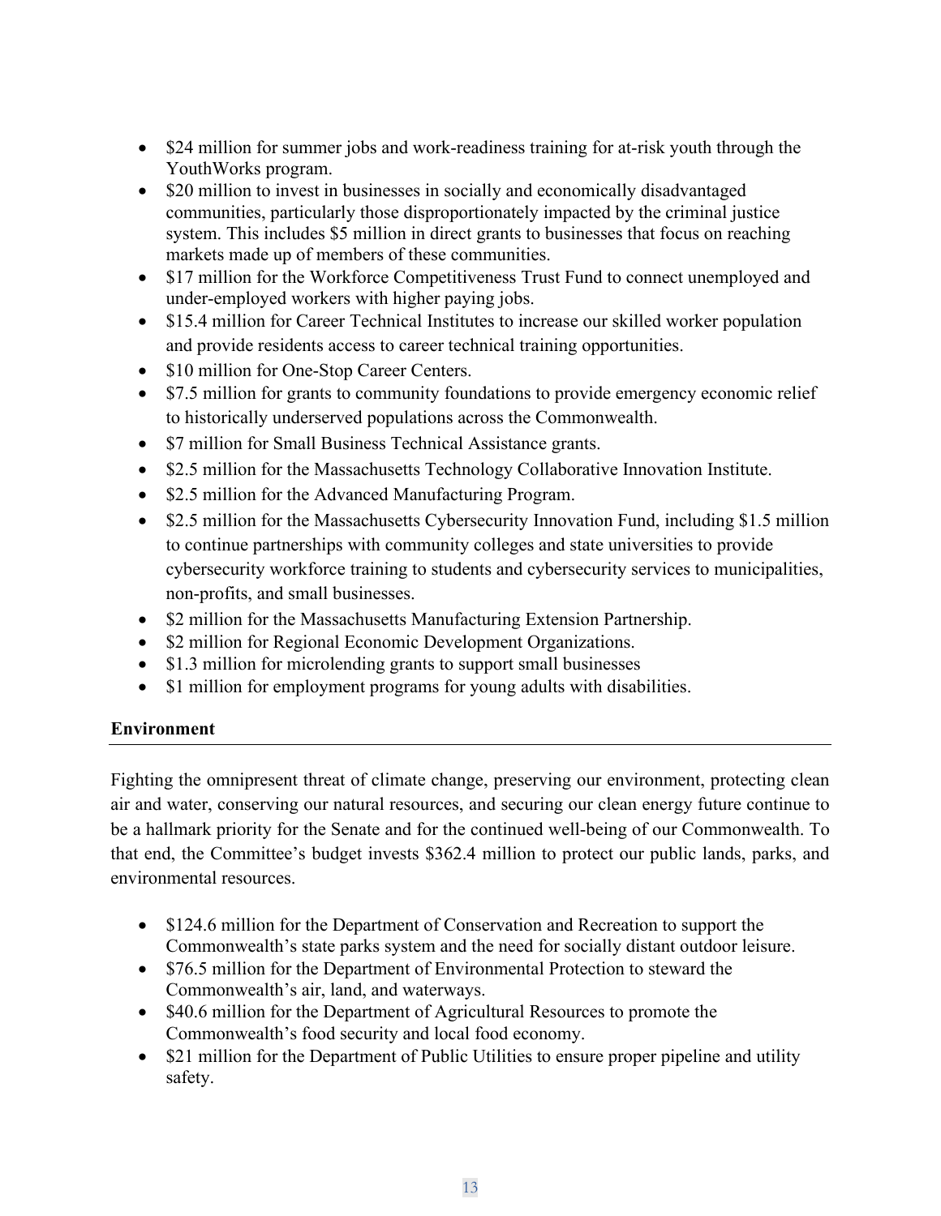- $24 million for summer jobs and work-readiness training for at-risk youth through the YouthWorks program.
- $20 million to invest in businesses in socially and economically disadvantaged communities, particularly those disproportionately impacted by the criminal justice system. This includes $5 million in direct grants to businesses that focus on reaching markets made up of members of these communities.
- $17 million for the Workforce Competitiveness Trust Fund to connect unemployed and under-employed workers with higher paying jobs.
- $15.4 million for Career Technical Institutes to increase our skilled worker population and provide residents access to career technical training opportunities.
- $10 million for One-Stop Career Centers.
- $7.5 million for grants to community foundations to provide emergency economic relief to historically underserved populations across the Commonwealth.
- $7 million for Small Business Technical Assistance grants.
- $2.5 million for the Massachusetts Technology Collaborative Innovation Institute.
- $2.5 million for the Advanced Manufacturing Program.
- $2.5 million for the Massachusetts Cybersecurity Innovation Fund, including $1.5 million to continue partnerships with community colleges and state universities to provide cybersecurity workforce training to students and cybersecurity services to municipalities, non-profits, and small businesses.
- $2 million for the Massachusetts Manufacturing Extension Partnership.
- $2 million for Regional Economic Development Organizations.
- $1.3 million for microlending grants to support small businesses
- $1 million for employment programs for young adults with disabilities.

**Environment**

Fighting the omnipresent threat of climate change, preserving our environment, protecting clean air and water, conserving our natural resources, and securing our clean energy future continue to be a hallmark priority for the Senate and for the continued well-being of our Commonwealth. To that end, the Committee's budget invests $362.4 million to protect our public lands, parks, and environmental resources.

- $124.6 million for the Department of Conservation and Recreation to support the Commonwealth's state parks system and the need for socially distant outdoor leisure.
- $76.5 million for the Department of Environmental Protection to steward the Commonwealth's air, land, and waterways.
- $40.6 million for the Department of Agricultural Resources to promote the Commonwealth's food security and local food economy.
- $21 million for the Department of Public Utilities to ensure proper pipeline and utility safety.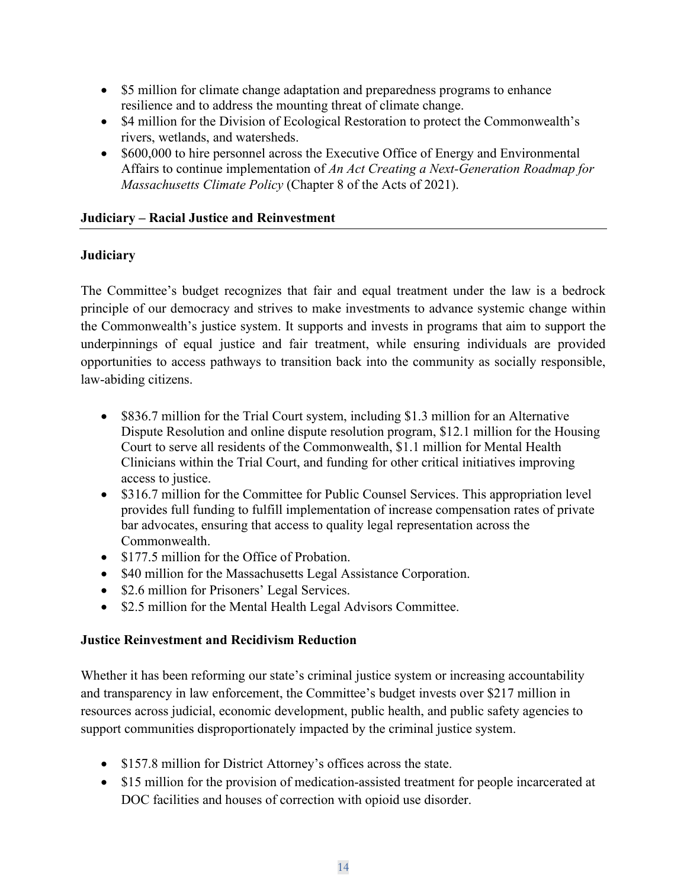- $5 million for climate change adaptation and preparedness programs to enhance resilience and to address the mounting threat of climate change.
- $4 million for the Division of Ecological Restoration to protect the Commonwealth's rivers, wetlands, and watersheds.
- $600,000 to hire personnel across the Executive Office of Energy and Environmental Affairs to continue implementation of *An Act Creating a Next-Generation Roadmap for Massachusetts Climate Policy* (Chapter 8 of the Acts of 2021).

## Judiciary – Racial Justice and Reinvestment

### Judiciary

The Committee's budget recognizes that fair and equal treatment under the law is a bedrock principle of our democracy and strives to make investments to advance systemic change within the Commonwealth's justice system. It supports and invests in programs that aim to support the underpinnings of equal justice and fair treatment, while ensuring individuals are provided opportunities to access pathways to transition back into the community as socially responsible, law-abiding citizens.

- $836.7 million for the Trial Court system, including $1.3 million for an Alternative Dispute Resolution and online dispute resolution program, $12.1 million for the Housing Court to serve all residents of the Commonwealth, $1.1 million for Mental Health Clinicians within the Trial Court, and funding for other critical initiatives improving access to justice.
- $316.7 million for the Committee for Public Counsel Services. This appropriation level provides full funding to fulfill implementation of increase compensation rates of private bar advocates, ensuring that access to quality legal representation across the Commonwealth.
- $177.5 million for the Office of Probation.
- $40 million for the Massachusetts Legal Assistance Corporation.
- $2.6 million for Prisoners' Legal Services.
- $2.5 million for the Mental Health Legal Advisors Committee.

### Justice Reinvestment and Recidivism Reduction

Whether it has been reforming our state's criminal justice system or increasing accountability and transparency in law enforcement, the Committee's budget invests over $217 million in resources across judicial, economic development, public health, and public safety agencies to support communities disproportionately impacted by the criminal justice system.

- $157.8 million for District Attorney's offices across the state.
- $15 million for the provision of medication-assisted treatment for people incarcerated at DOC facilities and houses of correction with opioid use disorder.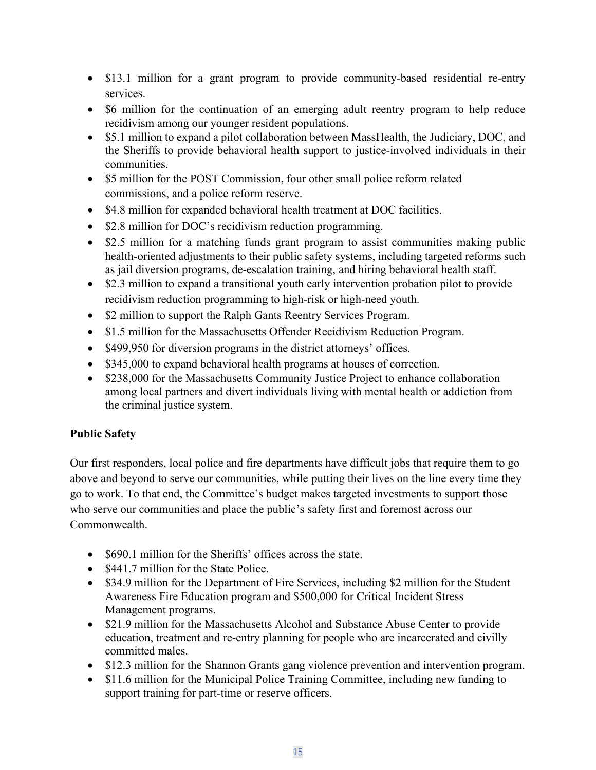- $13.1 million for a grant program to provide community-based residential re-entry services.
- $6 million for the continuation of an emerging adult reentry program to help reduce recidivism among our younger resident populations.
- $5.1 million to expand a pilot collaboration between MassHealth, the Judiciary, DOC, and the Sheriffs to provide behavioral health support to justice-involved individuals in their communities.
- $5 million for the POST Commission, four other small police reform related commissions, and a police reform reserve.
- $4.8 million for expanded behavioral health treatment at DOC facilities.
- $2.8 million for DOC's recidivism reduction programming.
- $2.5 million for a matching funds grant program to assist communities making public health-oriented adjustments to their public safety systems, including targeted reforms such as jail diversion programs, de-escalation training, and hiring behavioral health staff.
- $2.3 million to expand a transitional youth early intervention probation pilot to provide recidivism reduction programming to high-risk or high-need youth.
- $2 million to support the Ralph Gants Reentry Services Program.
- $1.5 million for the Massachusetts Offender Recidivism Reduction Program.
- $499,950 for diversion programs in the district attorneys' offices.
- $345,000 to expand behavioral health programs at houses of correction.
- $238,000 for the Massachusetts Community Justice Project to enhance collaboration among local partners and divert individuals living with mental health or addiction from the criminal justice system.

**Public Safety**

Our first responders, local police and fire departments have difficult jobs that require them to go above and beyond to serve our communities, while putting their lives on the line every time they go to work. To that end, the Committee's budget makes targeted investments to support those who serve our communities and place the public's safety first and foremost across our Commonwealth.

- $690.1 million for the Sheriffs' offices across the state.
- $441.7 million for the State Police.
- $34.9 million for the Department of Fire Services, including $2 million for the Student Awareness Fire Education program and $500,000 for Critical Incident Stress Management programs.
- $21.9 million for the Massachusetts Alcohol and Substance Abuse Center to provide education, treatment and re-entry planning for people who are incarcerated and civilly committed males.
- $12.3 million for the Shannon Grants gang violence prevention and intervention program.
- $11.6 million for the Municipal Police Training Committee, including new funding to support training for part-time or reserve officers.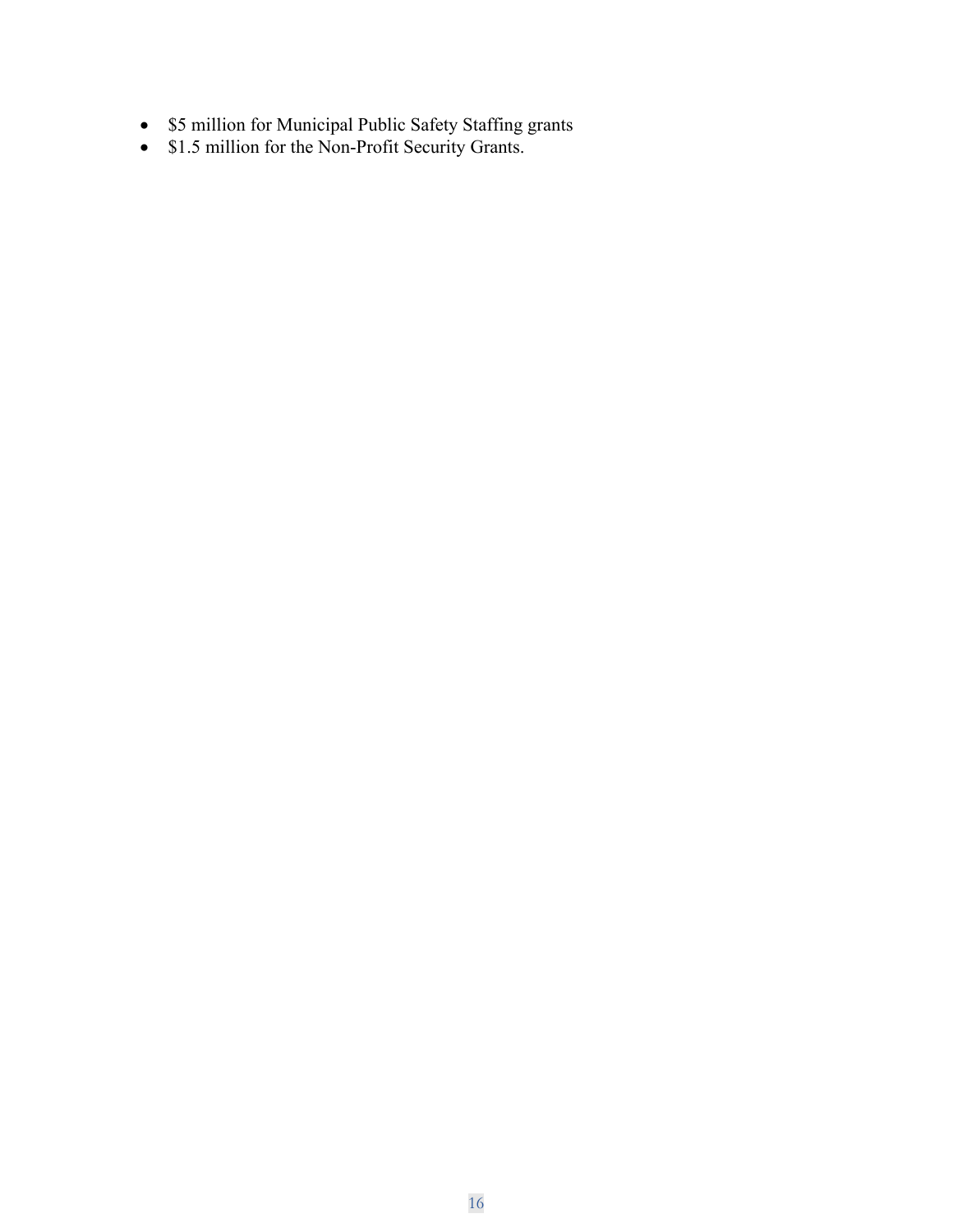- $5 million for Municipal Public Safety Staffing grants
- $1.5 million for the Non-Profit Security Grants.